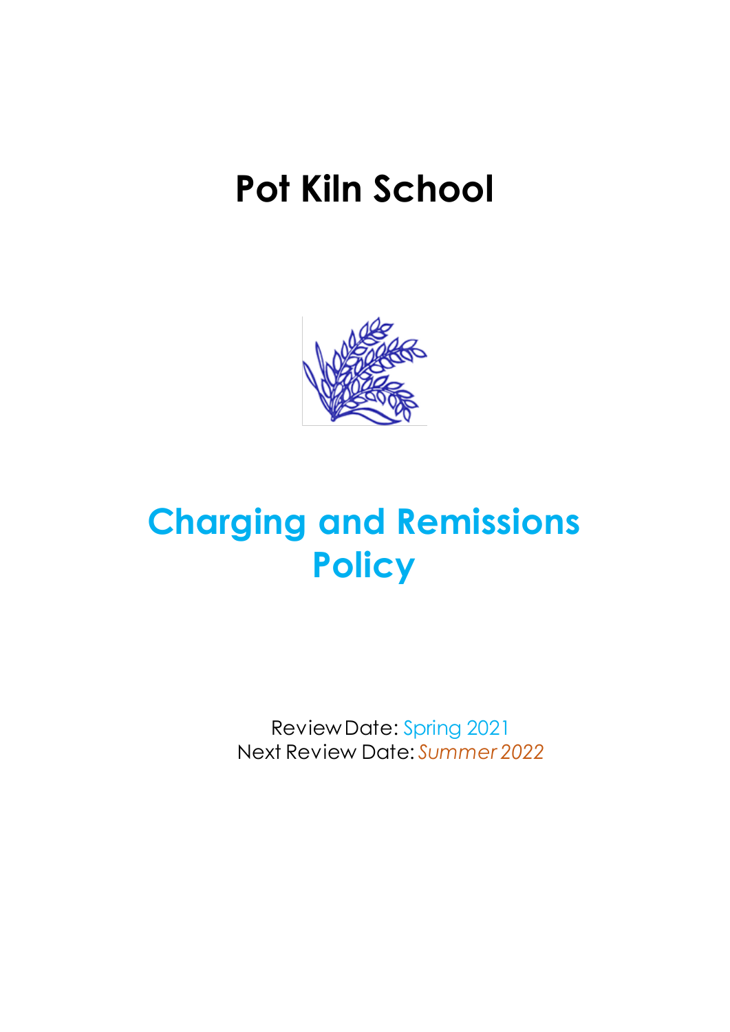# Pot Kiln School

# Charging and Remissions Policy

Review Date: Spring 2021
Next Review Date: *Summer 2022*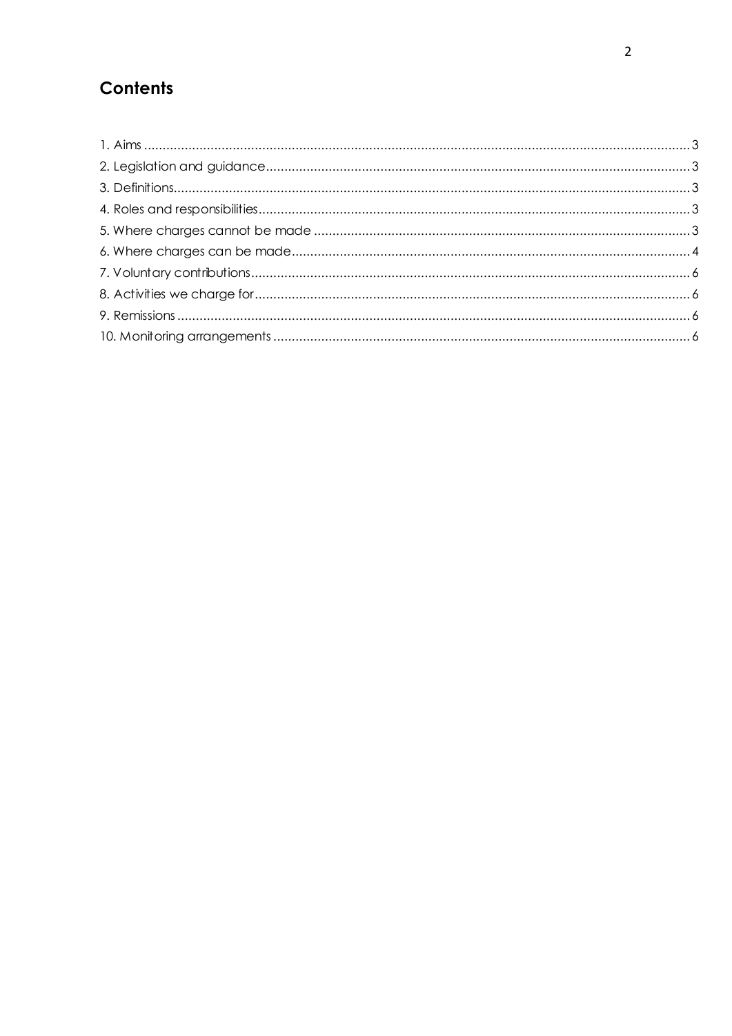## Contents

1. Aims ........................................................................................................................................ 3
2. Legislation and guidance ...................................................................................................... 3
3. Definitions .............................................................................................................................. 3
4. Roles and responsibilities ...................................................................................................... 3
5. Where charges cannot be made ........................................................................................ 3
6. Where charges can be made .............................................................................................. 4
7. Voluntary contributions ......................................................................................................... 6
8. Activities we charge for ........................................................................................................ 6
9. Remissions ............................................................................................................................. 6
10. Monitoring arrangements ................................................................................................... 6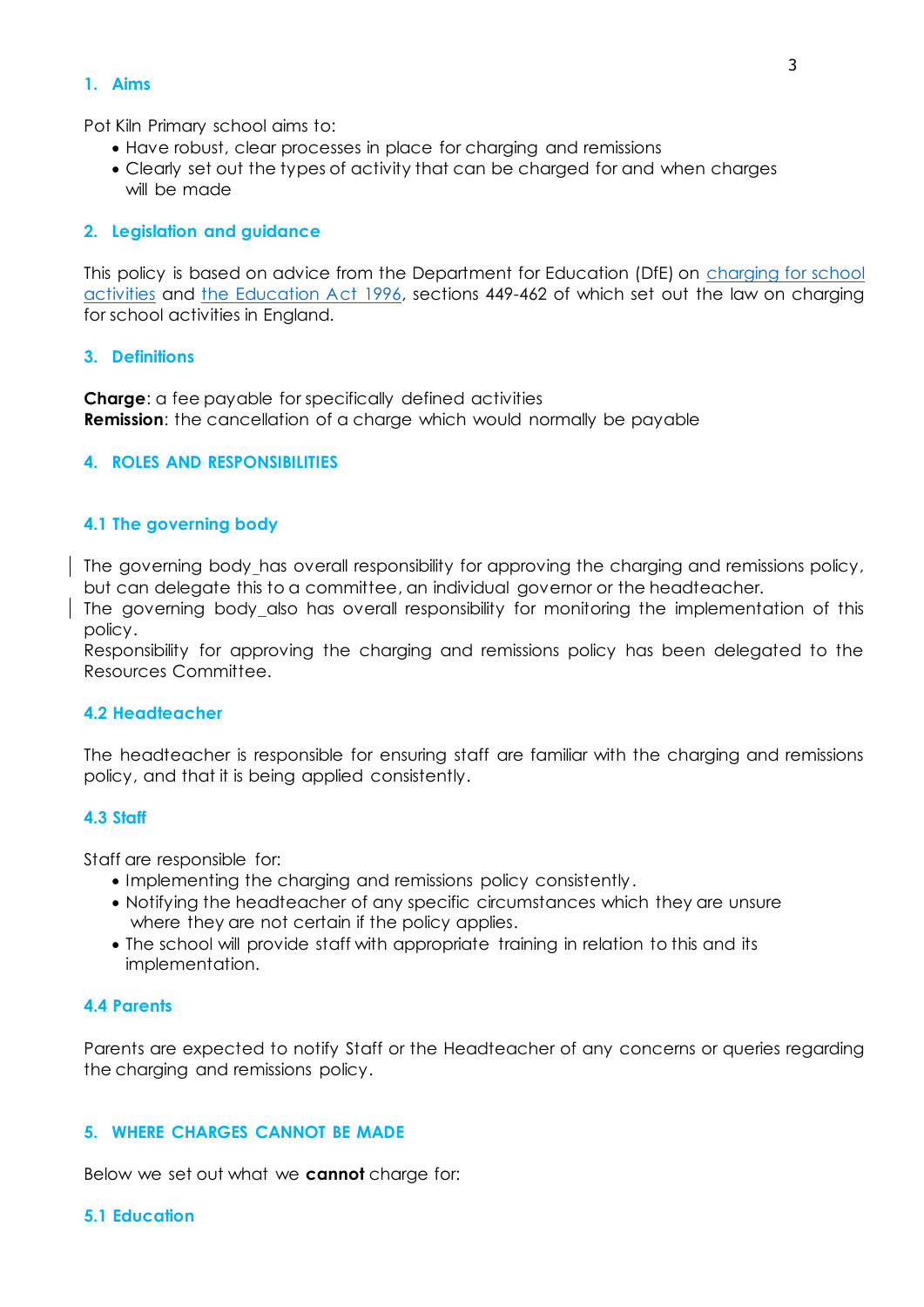## 1. Aims

Pot Kiln Primary school aims to:

- Have robust, clear processes in place for charging and remissions
- Clearly set out the types of activity that can be charged for and when charges will be made

## 2. Legislation and guidance

This policy is based on advice from the Department for Education (DfE) on [charging for school activities](#) and [the Education Act 1996](#), sections 449-462 of which set out the law on charging for school activities in England.

## 3. Definitions

**Charge**: a fee payable for specifically defined activities
**Remission**: the cancellation of a charge which would normally be payable

## 4. ROLES AND RESPONSIBILITIES

### 4.1 The governing body

The governing body has overall responsibility for approving the charging and remissions policy, but can delegate this to a committee, an individual governor or the headteacher.
The governing body also has overall responsibility for monitoring the implementation of this policy.
Responsibility for approving the charging and remissions policy has been delegated to the Resources Committee.

### 4.2 Headteacher

The headteacher is responsible for ensuring staff are familiar with the charging and remissions policy, and that it is being applied consistently.

### 4.3 Staff

Staff are responsible for:

- Implementing the charging and remissions policy consistently.
- Notifying the headteacher of any specific circumstances which they are unsure where they are not certain if the policy applies.
- The school will provide staff with appropriate training in relation to this and its implementation.

### 4.4 Parents

Parents are expected to notify Staff or the Headteacher of any concerns or queries regarding the charging and remissions policy.

## 5. WHERE CHARGES CANNOT BE MADE

Below we set out what we **cannot** charge for:

### 5.1 Education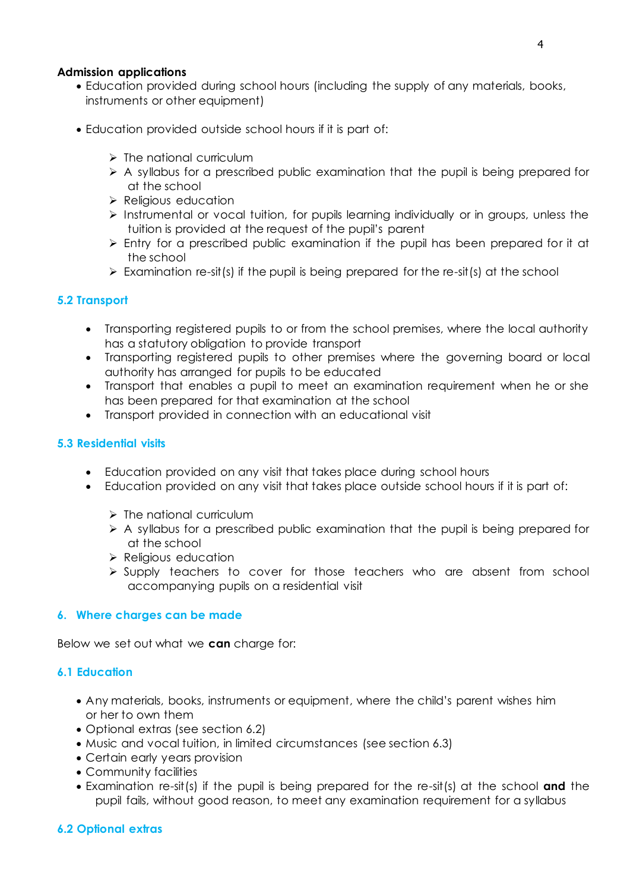**Admission applications**

- Education provided during school hours (including the supply of any materials, books, instruments or other equipment)

- Education provided outside school hours if it is part of:

    - The national curriculum
    - A syllabus for a prescribed public examination that the pupil is being prepared for at the school
    - Religious education
    - Instrumental or vocal tuition, for pupils learning individually or in groups, unless the tuition is provided at the request of the pupil's parent
    - Entry for a prescribed public examination if the pupil has been prepared for it at the school
    - Examination re-sit(s) if the pupil is being prepared for the re-sit(s) at the school

### 5.2 Transport

- Transporting registered pupils to or from the school premises, where the local authority has a statutory obligation to provide transport
- Transporting registered pupils to other premises where the governing board or local authority has arranged for pupils to be educated
- Transport that enables a pupil to meet an examination requirement when he or she has been prepared for that examination at the school
- Transport provided in connection with an educational visit

### 5.3 Residential visits

- Education provided on any visit that takes place during school hours
- Education provided on any visit that takes place outside school hours if it is part of:

    - The national curriculum
    - A syllabus for a prescribed public examination that the pupil is being prepared for at the school
    - Religious education
    - Supply teachers to cover for those teachers who are absent from school accompanying pupils on a residential visit

## 6. Where charges can be made

Below we set out what we **can** charge for:

### 6.1 Education

- Any materials, books, instruments or equipment, where the child's parent wishes him or her to own them
- Optional extras (see section 6.2)
- Music and vocal tuition, in limited circumstances (see section 6.3)
- Certain early years provision
- Community facilities
- Examination re-sit(s) if the pupil is being prepared for the re-sit(s) at the school **and** the pupil fails, without good reason, to meet any examination requirement for a syllabus

### 6.2 Optional extras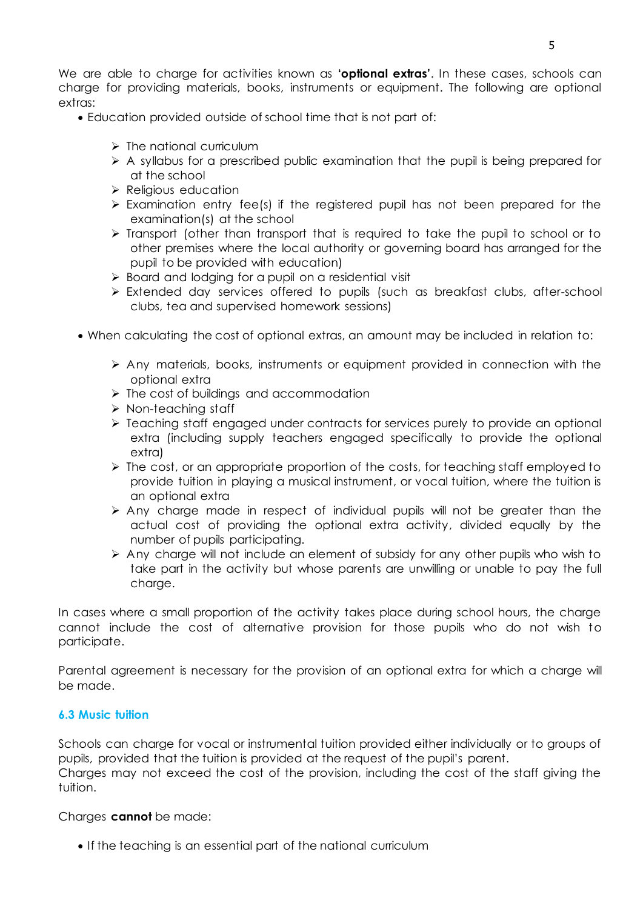We are able to charge for activities known as **'optional extras'**. In these cases, schools can charge for providing materials, books, instruments or equipment. The following are optional extras:

- Education provided outside of school time that is not part of:
  - The national curriculum
  - A syllabus for a prescribed public examination that the pupil is being prepared for at the school
  - Religious education
  - Examination entry fee(s) if the registered pupil has not been prepared for the examination(s) at the school
  - Transport (other than transport that is required to take the pupil to school or to other premises where the local authority or governing board has arranged for the pupil to be provided with education)
  - Board and lodging for a pupil on a residential visit
  - Extended day services offered to pupils (such as breakfast clubs, after-school clubs, tea and supervised homework sessions)

- When calculating the cost of optional extras, an amount may be included in relation to:
  - Any materials, books, instruments or equipment provided in connection with the optional extra
  - The cost of buildings and accommodation
  - Non-teaching staff
  - Teaching staff engaged under contracts for services purely to provide an optional extra (including supply teachers engaged specifically to provide the optional extra)
  - The cost, or an appropriate proportion of the costs, for teaching staff employed to provide tuition in playing a musical instrument, or vocal tuition, where the tuition is an optional extra
  - Any charge made in respect of individual pupils will not be greater than the actual cost of providing the optional extra activity, divided equally by the number of pupils participating.
  - Any charge will not include an element of subsidy for any other pupils who wish to take part in the activity but whose parents are unwilling or unable to pay the full charge.

In cases where a small proportion of the activity takes place during school hours, the charge cannot include the cost of alternative provision for those pupils who do not wish to participate.

Parental agreement is necessary for the provision of an optional extra for which a charge will be made.

### 6.3 Music tuition

Schools can charge for vocal or instrumental tuition provided either individually or to groups of pupils, provided that the tuition is provided at the request of the pupil's parent.
Charges may not exceed the cost of the provision, including the cost of the staff giving the tuition.

Charges **cannot** be made:

- If the teaching is an essential part of the national curriculum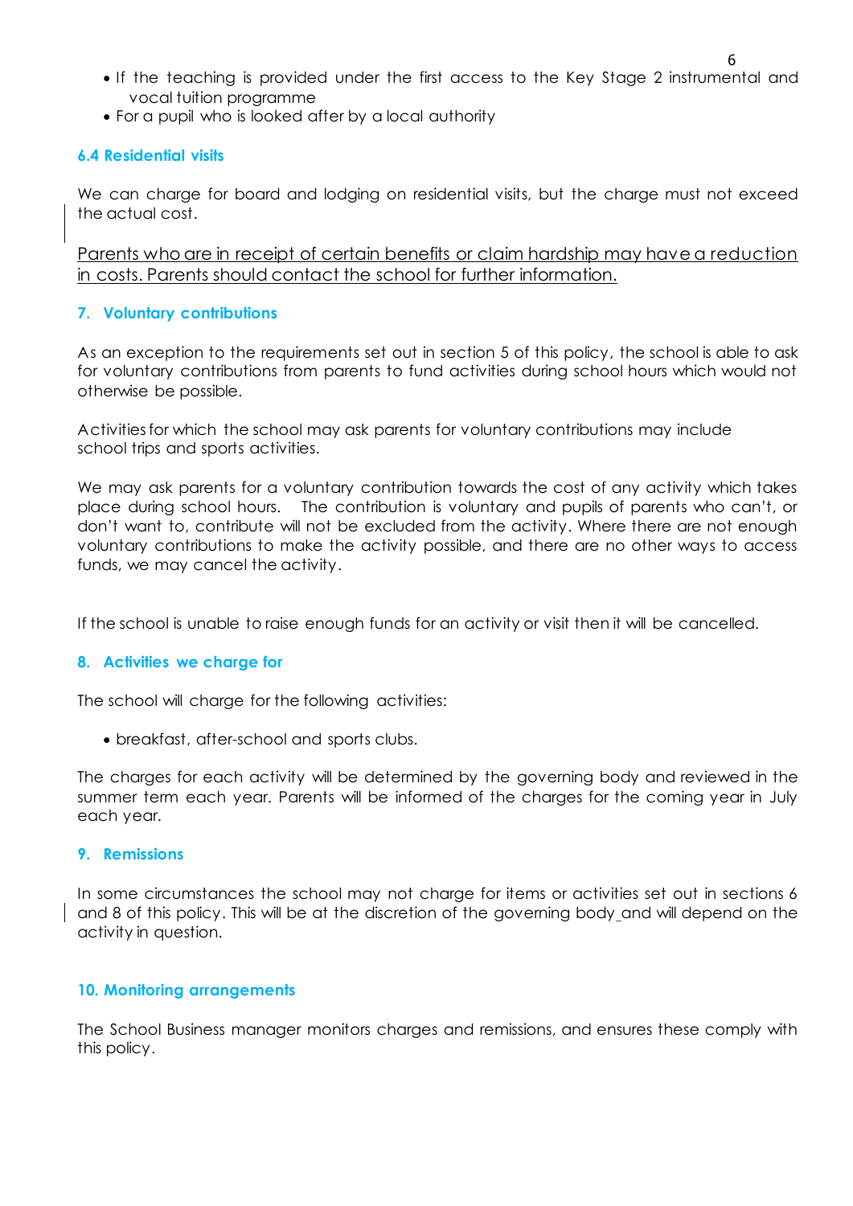- If the teaching is provided under the first access to the Key Stage 2 instrumental and vocal tuition programme
- For a pupil who is looked after by a local authority

### 6.4 Residential visits

We can charge for board and lodging on residential visits, but the charge must not exceed the actual cost.

<u>Parents who are in receipt of certain benefits or claim hardship may have a reduction in costs. Parents should contact the school for further information.</u>

## 7. Voluntary contributions

As an exception to the requirements set out in section 5 of this policy, the school is able to ask for voluntary contributions from parents to fund activities during school hours which would not otherwise be possible.

Activities for which the school may ask parents for voluntary contributions may include school trips and sports activities.

We may ask parents for a voluntary contribution towards the cost of any activity which takes place during school hours. The contribution is voluntary and pupils of parents who can't, or don't want to, contribute will not be excluded from the activity. Where there are not enough voluntary contributions to make the activity possible, and there are no other ways to access funds, we may cancel the activity.

If the school is unable to raise enough funds for an activity or visit then it will be cancelled.

## 8. Activities we charge for

The school will charge for the following activities:

- breakfast, after-school and sports clubs.

The charges for each activity will be determined by the governing body and reviewed in the summer term each year. Parents will be informed of the charges for the coming year in July each year.

## 9. Remissions

In some circumstances the school may not charge for items or activities set out in sections 6 and 8 of this policy. This will be at the discretion of the governing body and will depend on the activity in question.

## 10. Monitoring arrangements

The School Business manager monitors charges and remissions, and ensures these comply with this policy.